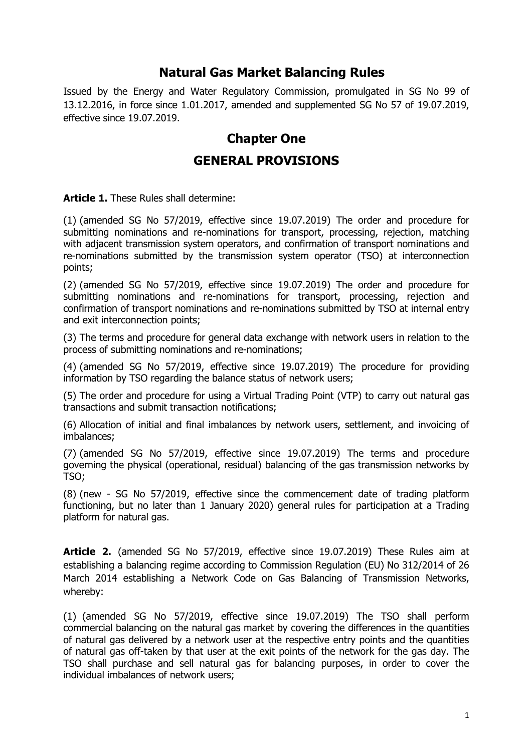# Natural Gas Market Balancing Rules

Issued by the Energy and Water Regulatory Commission, promulgated in SG No 99 of 13.12.2016, in force since 1.01.2017, amended and supplemented SG No 57 of 19.07.2019, effective since 19.07.2019.

## Chapter One

## GENERAL PROVISIONS

**Article 1.** These Rules shall determine:

(1) (amended SG No 57/2019, effective since 19.07.2019) The order and procedure for submitting nominations and re-nominations for transport, processing, rejection, matching with adjacent transmission system operators, and confirmation of transport nominations and re-nominations submitted by the transmission system operator (TSO) at interconnection points;

(2) (amended SG No 57/2019, effective since 19.07.2019) The order and procedure for submitting nominations and re-nominations for transport, processing, rejection and confirmation of transport nominations and re-nominations submitted by TSO at internal entry and exit interconnection points;

(3) The terms and procedure for general data exchange with network users in relation to the process of submitting nominations and re-nominations;

(4) (amended SG No 57/2019, effective since 19.07.2019) The procedure for providing information by TSO regarding the balance status of network users;

(5) The order and procedure for using a Virtual Trading Point (VTP) to carry out natural gas transactions and submit transaction notifications;

(6) Allocation of initial and final imbalances by network users, settlement, and invoicing of imbalances;

(7) (amended SG No 57/2019, effective since 19.07.2019) The terms and procedure governing the physical (operational, residual) balancing of the gas transmission networks by TSO;

(8) (new - SG No 57/2019, effective since the commencement date of trading platform functioning, but no later than 1 January 2020) general rules for participation at a Trading platform for natural gas.

**Article 2.** (amended SG No 57/2019, effective since 19.07.2019) These Rules aim at establishing a balancing regime according to Commission Regulation (EU) No 312/2014 of 26 March 2014 establishing a Network Code on Gas Balancing of Transmission Networks, whereby:

(1) (amended SG No 57/2019, effective since 19.07.2019) The TSO shall perform commercial balancing on the natural gas market by covering the differences in the quantities of natural gas delivered by a network user at the respective entry points and the quantities of natural gas off-taken by that user at the exit points of the network for the gas day. The TSO shall purchase and sell natural gas for balancing purposes, in order to cover the individual imbalances of network users;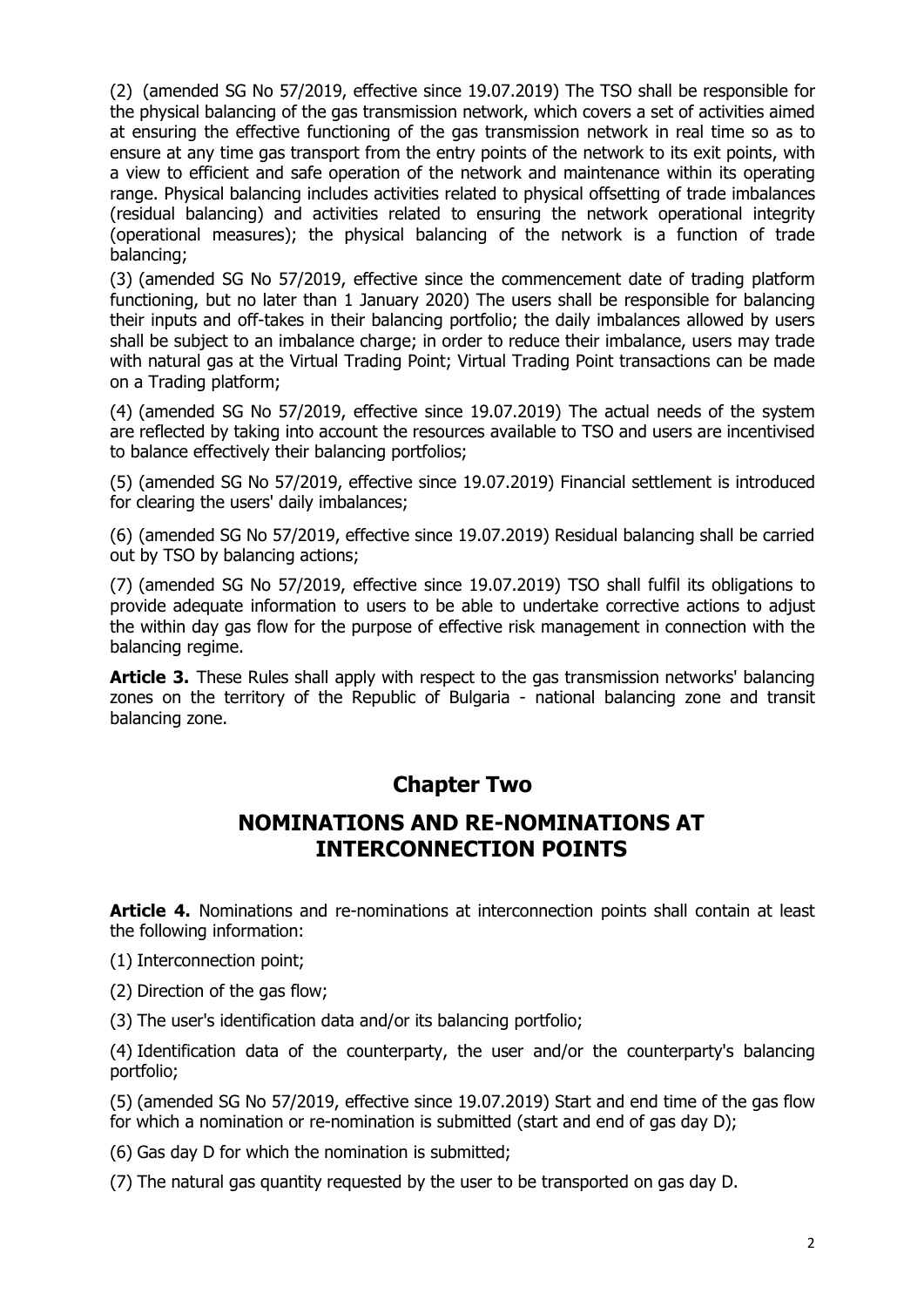(2) (amended SG No 57/2019, effective since 19.07.2019) The TSO shall be responsible for the physical balancing of the gas transmission network, which covers a set of activities aimed at ensuring the effective functioning of the gas transmission network in real time so as to ensure at any time gas transport from the entry points of the network to its exit points, with a view to efficient and safe operation of the network and maintenance within its operating range. Physical balancing includes activities related to physical offsetting of trade imbalances (residual balancing) and activities related to ensuring the network operational integrity (operational measures); the physical balancing of the network is a function of trade balancing;

(3) (amended SG No 57/2019, effective since the commencement date of trading platform functioning, but no later than 1 January 2020) The users shall be responsible for balancing their inputs and off-takes in their balancing portfolio; the daily imbalances allowed by users shall be subject to an imbalance charge; in order to reduce their imbalance, users may trade with natural gas at the Virtual Trading Point; Virtual Trading Point transactions can be made on a Trading platform;

(4) (amended SG No 57/2019, effective since 19.07.2019) The actual needs of the system are reflected by taking into account the resources available to TSO and users are incentivised to balance effectively their balancing portfolios;

(5) (amended SG No 57/2019, effective since 19.07.2019) Financial settlement is introduced for clearing the users' daily imbalances;

(6) (amended SG No 57/2019, effective since 19.07.2019) Residual balancing shall be carried out by TSO by balancing actions;

(7) (amended SG No 57/2019, effective since 19.07.2019) TSO shall fulfil its obligations to provide adequate information to users to be able to undertake corrective actions to adjust the within day gas flow for the purpose of effective risk management in connection with the balancing regime.

**Article 3.** These Rules shall apply with respect to the gas transmission networks' balancing zones on the territory of the Republic of Bulgaria - national balancing zone and transit balancing zone.

## Chapter Two

## NOMINATIONS AND RE-NOMINATIONS AT INTERCONNECTION POINTS

**Article 4.** Nominations and re-nominations at interconnection points shall contain at least the following information:

(1) Interconnection point;

(2) Direction of the gas flow;

(3) The user's identification data and/or its balancing portfolio;

(4) Identification data of the counterparty, the user and/or the counterparty's balancing portfolio;

(5) (amended SG No 57/2019, effective since 19.07.2019) Start and end time of the gas flow for which a nomination or re-nomination is submitted (start and end of gas day D);

(6) Gas day D for which the nomination is submitted;

(7) The natural gas quantity requested by the user to be transported on gas day D.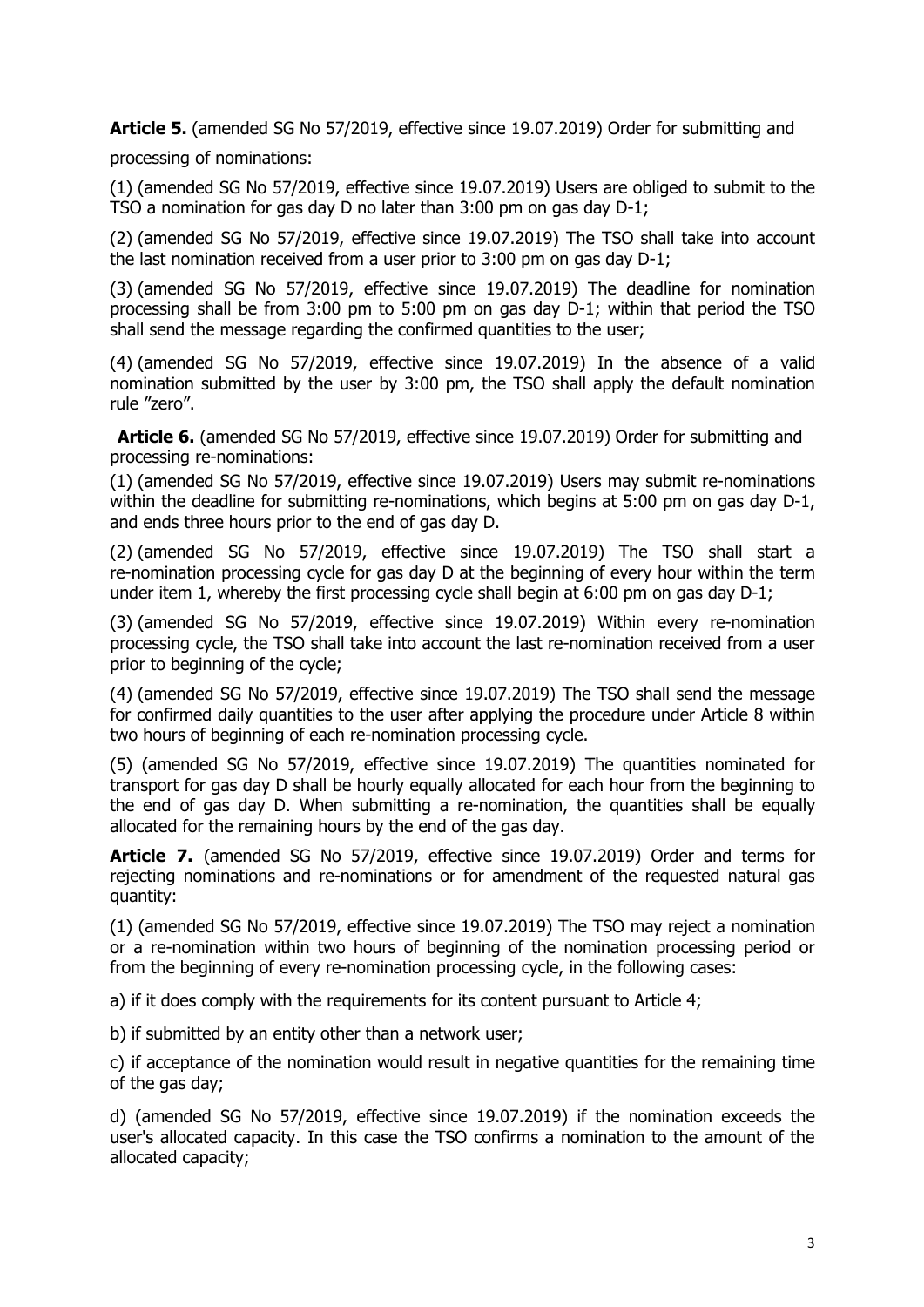**Article 5.** (amended SG No 57/2019, effective since 19.07.2019) Order for submitting and processing of nominations:

(1) (amended SG No 57/2019, effective since 19.07.2019) Users are obliged to submit to the TSO a nomination for gas day D no later than 3:00 pm on gas day D-1;

(2) (amended SG No 57/2019, effective since 19.07.2019) The TSO shall take into account the last nomination received from a user prior to 3:00 pm on gas day D-1;

(3) (amended SG No 57/2019, effective since 19.07.2019) The deadline for nomination processing shall be from 3:00 pm to 5:00 pm on gas day D-1; within that period the TSO shall send the message regarding the confirmed quantities to the user;

(4) (amended SG No 57/2019, effective since 19.07.2019) In the absence of a valid nomination submitted by the user by 3:00 pm, the TSO shall apply the default nomination rule "zero".

**Article 6.** (amended SG No 57/2019, effective since 19.07.2019) Order for submitting and processing re-nominations:

(1) (amended SG No 57/2019, effective since 19.07.2019) Users may submit re-nominations within the deadline for submitting re-nominations, which begins at 5:00 pm on gas day D-1, and ends three hours prior to the end of gas day D.

(2) (amended SG No 57/2019, effective since 19.07.2019) The TSO shall start a re-nomination processing cycle for gas day D at the beginning of every hour within the term under item 1, whereby the first processing cycle shall begin at 6:00 pm on gas day D-1;

(3) (amended SG No 57/2019, effective since 19.07.2019) Within every re-nomination processing cycle, the TSO shall take into account the last re-nomination received from a user prior to beginning of the cycle;

(4) (amended SG No 57/2019, effective since 19.07.2019) The TSO shall send the message for confirmed daily quantities to the user after applying the procedure under Article 8 within two hours of beginning of each re-nomination processing cycle.

(5) (amended SG No 57/2019, effective since 19.07.2019) The quantities nominated for transport for gas day D shall be hourly equally allocated for each hour from the beginning to the end of gas day D. When submitting a re-nomination, the quantities shall be equally allocated for the remaining hours by the end of the gas day.

**Article 7.** (amended SG No 57/2019, effective since 19.07.2019) Order and terms for rejecting nominations and re-nominations or for amendment of the requested natural gas quantity:

(1) (amended SG No 57/2019, effective since 19.07.2019) The TSO may reject a nomination or a re-nomination within two hours of beginning of the nomination processing period or from the beginning of every re-nomination processing cycle, in the following cases:

a) if it does comply with the requirements for its content pursuant to Article 4;

b) if submitted by an entity other than a network user;

c) if acceptance of the nomination would result in negative quantities for the remaining time of the gas day;

d) (amended SG No 57/2019, effective since 19.07.2019) if the nomination exceeds the user's allocated capacity. In this case the TSO confirms a nomination to the amount of the allocated capacity;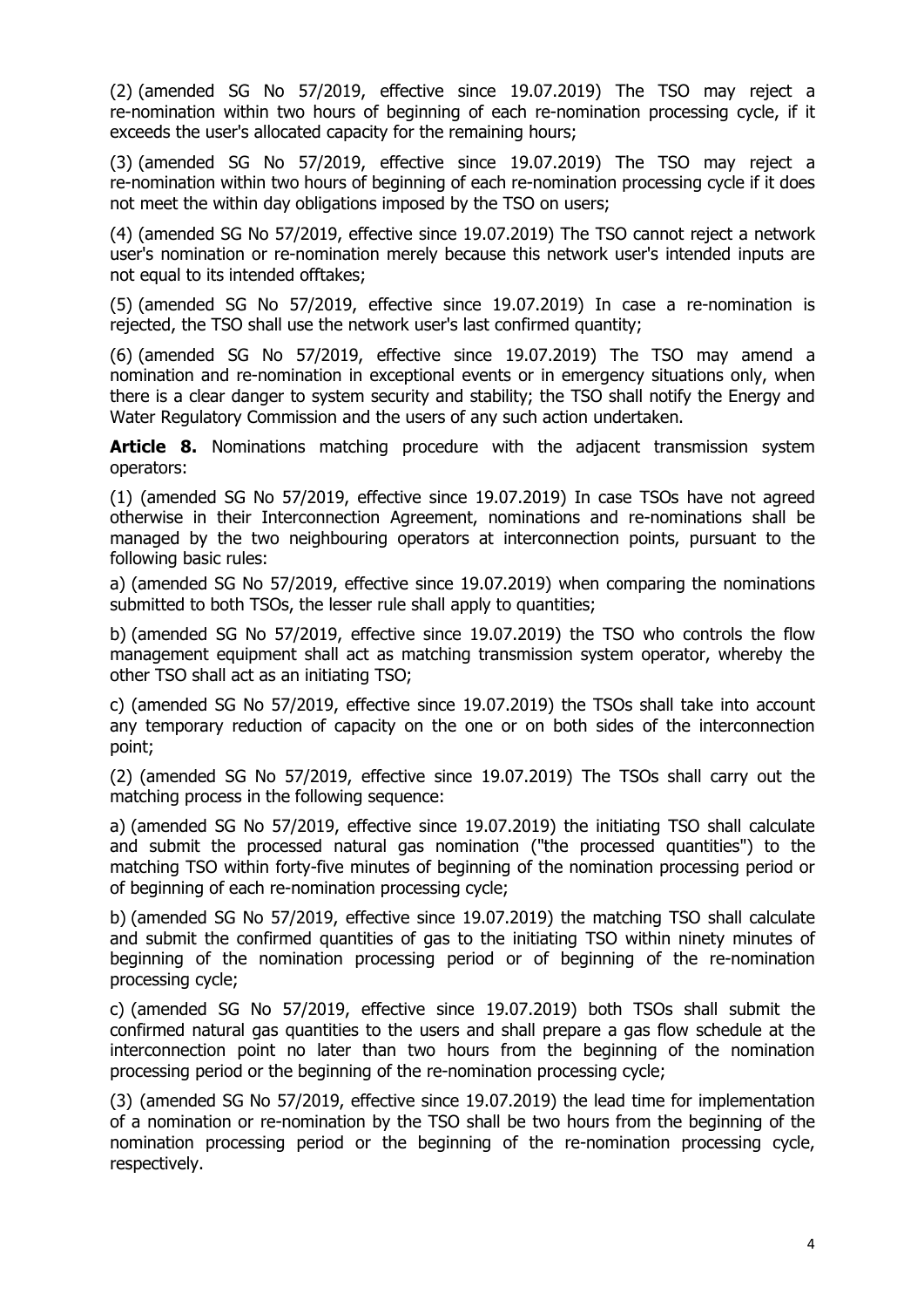(2) (amended SG No 57/2019, effective since 19.07.2019) The TSO may reject a re-nomination within two hours of beginning of each re-nomination processing cycle, if it exceeds the user's allocated capacity for the remaining hours;

(3) (amended SG No 57/2019, effective since 19.07.2019) The TSO may reject a re-nomination within two hours of beginning of each re-nomination processing cycle if it does not meet the within day obligations imposed by the TSO on users;

(4) (amended SG No 57/2019, effective since 19.07.2019) The TSO cannot reject a network user's nomination or re-nomination merely because this network user's intended inputs are not equal to its intended offtakes;

(5) (amended SG No 57/2019, effective since 19.07.2019) In case a re-nomination is rejected, the TSO shall use the network user's last confirmed quantity;

(6) (amended SG No 57/2019, effective since 19.07.2019) The TSO may amend a nomination and re-nomination in exceptional events or in emergency situations only, when there is a clear danger to system security and stability; the TSO shall notify the Energy and Water Regulatory Commission and the users of any such action undertaken.

**Article 8.** Nominations matching procedure with the adjacent transmission system operators:

(1) (amended SG No 57/2019, effective since 19.07.2019) In case TSOs have not agreed otherwise in their Interconnection Agreement, nominations and re-nominations shall be managed by the two neighbouring operators at interconnection points, pursuant to the following basic rules:

a) (amended SG No 57/2019, effective since 19.07.2019) when comparing the nominations submitted to both TSOs, the lesser rule shall apply to quantities;

b) (amended SG No 57/2019, effective since 19.07.2019) the TSO who controls the flow management equipment shall act as matching transmission system operator, whereby the other TSO shall act as an initiating TSO;

c) (amended SG No 57/2019, effective since 19.07.2019) the TSOs shall take into account any temporary reduction of capacity on the one or on both sides of the interconnection point;

(2) (amended SG No 57/2019, effective since 19.07.2019) The TSOs shall carry out the matching process in the following sequence:

a) (amended SG No 57/2019, effective since 19.07.2019) the initiating TSO shall calculate and submit the processed natural gas nomination ("the processed quantities") to the matching TSO within forty-five minutes of beginning of the nomination processing period or of beginning of each re-nomination processing cycle;

b) (amended SG No 57/2019, effective since 19.07.2019) the matching TSO shall calculate and submit the confirmed quantities of gas to the initiating TSO within ninety minutes of beginning of the nomination processing period or of beginning of the re-nomination processing cycle;

c) (amended SG No 57/2019, effective since 19.07.2019) both TSOs shall submit the confirmed natural gas quantities to the users and shall prepare a gas flow schedule at the interconnection point no later than two hours from the beginning of the nomination processing period or the beginning of the re-nomination processing cycle;

(3) (amended SG No 57/2019, effective since 19.07.2019) the lead time for implementation of a nomination or re-nomination by the TSO shall be two hours from the beginning of the nomination processing period or the beginning of the re-nomination processing cycle, respectively.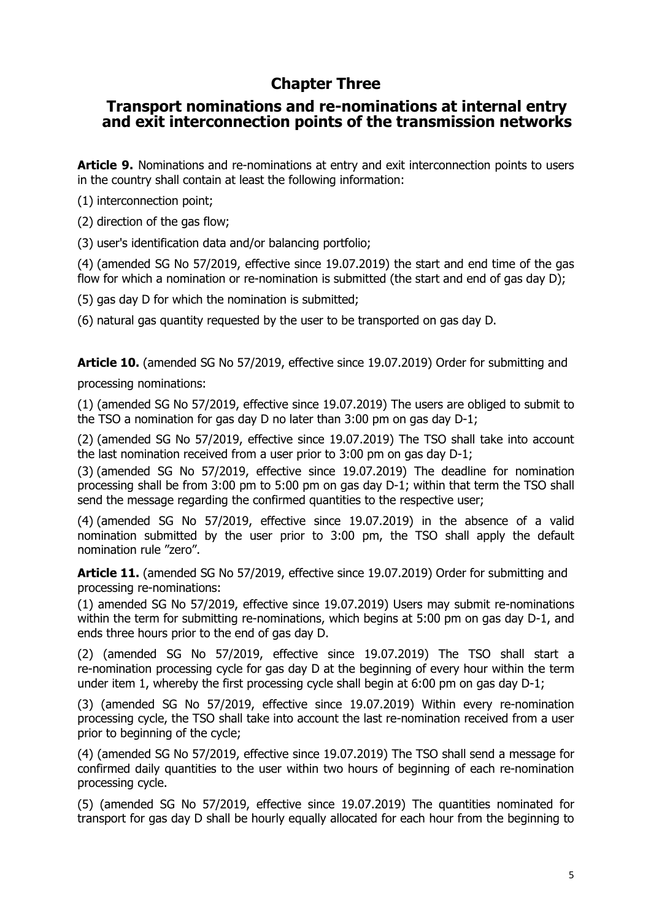# Chapter Three

## Transport nominations and re-nominations at internal entry and exit interconnection points of the transmission networks

**Article 9.** Nominations and re-nominations at entry and exit interconnection points to users in the country shall contain at least the following information:

(1) interconnection point;

(2) direction of the gas flow;

(3) user's identification data and/or balancing portfolio;

(4) (amended SG No 57/2019, effective since 19.07.2019) the start and end time of the gas flow for which a nomination or re-nomination is submitted (the start and end of gas day D);

(5) gas day D for which the nomination is submitted;

(6) natural gas quantity requested by the user to be transported on gas day D.

**Article 10.** (amended SG No 57/2019, effective since 19.07.2019) Order for submitting and processing nominations:

(1) (amended SG No 57/2019, effective since 19.07.2019) The users are obliged to submit to the TSO a nomination for gas day D no later than 3:00 pm on gas day D-1;

(2) (amended SG No 57/2019, effective since 19.07.2019) The TSO shall take into account the last nomination received from a user prior to 3:00 pm on gas day D-1;

(3) (amended SG No 57/2019, effective since 19.07.2019) The deadline for nomination processing shall be from 3:00 pm to 5:00 pm on gas day D-1; within that term the TSO shall send the message regarding the confirmed quantities to the respective user;

(4) (amended SG No 57/2019, effective since 19.07.2019) in the absence of a valid nomination submitted by the user prior to 3:00 pm, the TSO shall apply the default nomination rule "zero".

**Article 11.** (amended SG No 57/2019, effective since 19.07.2019) Order for submitting and processing re-nominations:

(1) amended SG No 57/2019, effective since 19.07.2019) Users may submit re-nominations within the term for submitting re-nominations, which begins at 5:00 pm on gas day D-1, and ends three hours prior to the end of gas day D.

(2) (amended SG No 57/2019, effective since 19.07.2019) The TSO shall start a re-nomination processing cycle for gas day D at the beginning of every hour within the term under item 1, whereby the first processing cycle shall begin at 6:00 pm on gas day D-1;

(3) (amended SG No 57/2019, effective since 19.07.2019) Within every re-nomination processing cycle, the TSO shall take into account the last re-nomination received from a user prior to beginning of the cycle;

(4) (amended SG No 57/2019, effective since 19.07.2019) The TSO shall send a message for confirmed daily quantities to the user within two hours of beginning of each re-nomination processing cycle.

(5) (amended SG No 57/2019, effective since 19.07.2019) The quantities nominated for transport for gas day D shall be hourly equally allocated for each hour from the beginning to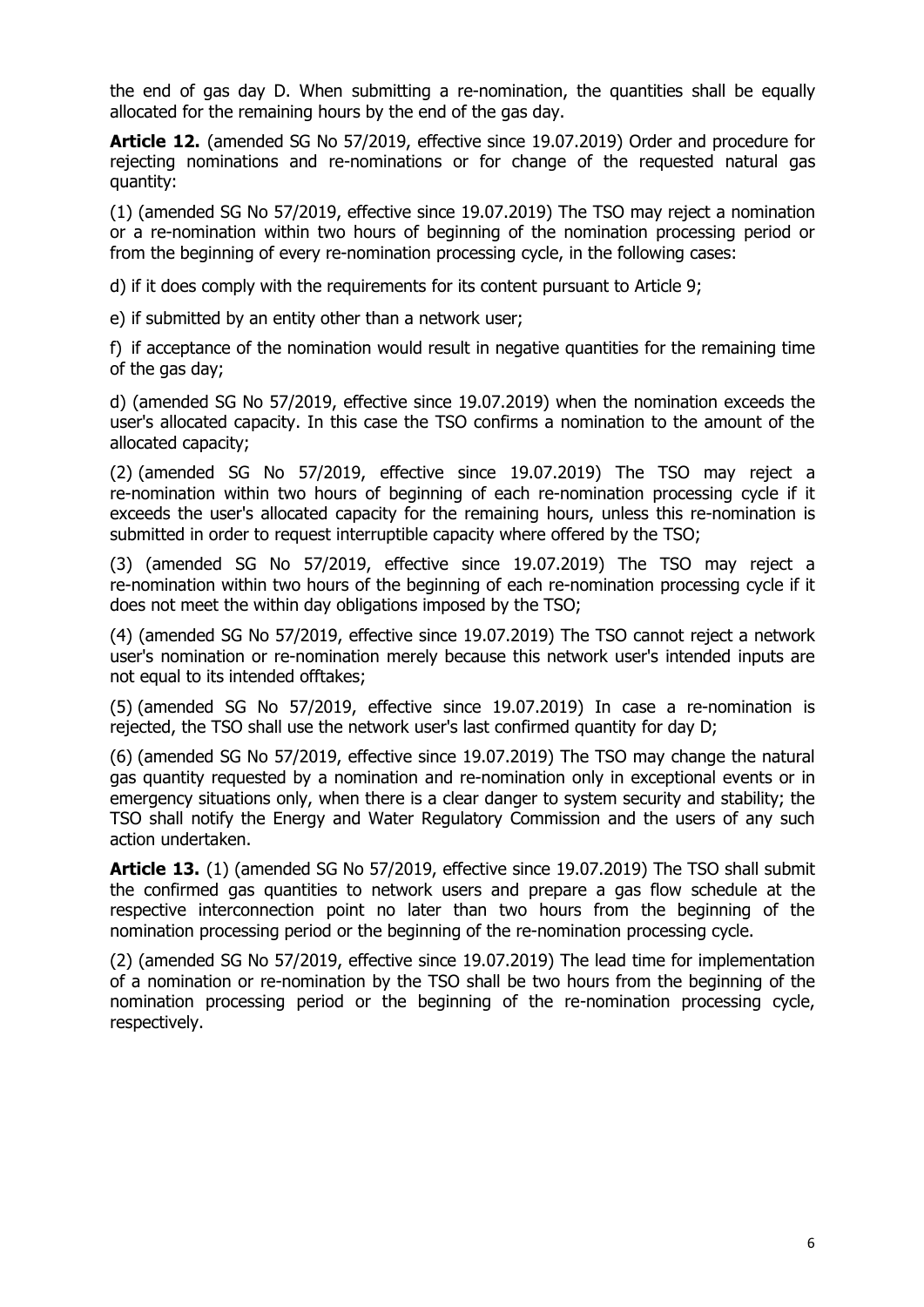the end of gas day D. When submitting a re-nomination, the quantities shall be equally allocated for the remaining hours by the end of the gas day.

**Article 12.** (amended SG No 57/2019, effective since 19.07.2019) Order and procedure for rejecting nominations and re-nominations or for change of the requested natural gas quantity:

(1) (amended SG No 57/2019, effective since 19.07.2019) The TSO may reject a nomination or a re-nomination within two hours of beginning of the nomination processing period or from the beginning of every re-nomination processing cycle, in the following cases:

d) if it does comply with the requirements for its content pursuant to Article 9;

e) if submitted by an entity other than a network user;

f) if acceptance of the nomination would result in negative quantities for the remaining time of the gas day;

d) (amended SG No 57/2019, effective since 19.07.2019) when the nomination exceeds the user's allocated capacity. In this case the TSO confirms a nomination to the amount of the allocated capacity;

(2) (amended SG No 57/2019, effective since 19.07.2019) The TSO may reject a re-nomination within two hours of beginning of each re-nomination processing cycle if it exceeds the user's allocated capacity for the remaining hours, unless this re-nomination is submitted in order to request interruptible capacity where offered by the TSO;

(3) (amended SG No 57/2019, effective since 19.07.2019) The TSO may reject a re-nomination within two hours of the beginning of each re-nomination processing cycle if it does not meet the within day obligations imposed by the TSO;

(4) (amended SG No 57/2019, effective since 19.07.2019) The TSO cannot reject a network user's nomination or re-nomination merely because this network user's intended inputs are not equal to its intended offtakes;

(5) (amended SG No 57/2019, effective since 19.07.2019) In case a re-nomination is rejected, the TSO shall use the network user's last confirmed quantity for day D;

(6) (amended SG No 57/2019, effective since 19.07.2019) The TSO may change the natural gas quantity requested by a nomination and re-nomination only in exceptional events or in emergency situations only, when there is a clear danger to system security and stability; the TSO shall notify the Energy and Water Regulatory Commission and the users of any such action undertaken.

**Article 13.** (1) (amended SG No 57/2019, effective since 19.07.2019) The TSO shall submit the confirmed gas quantities to network users and prepare a gas flow schedule at the respective interconnection point no later than two hours from the beginning of the nomination processing period or the beginning of the re-nomination processing cycle.

(2) (amended SG No 57/2019, effective since 19.07.2019) The lead time for implementation of a nomination or re-nomination by the TSO shall be two hours from the beginning of the nomination processing period or the beginning of the re-nomination processing cycle, respectively.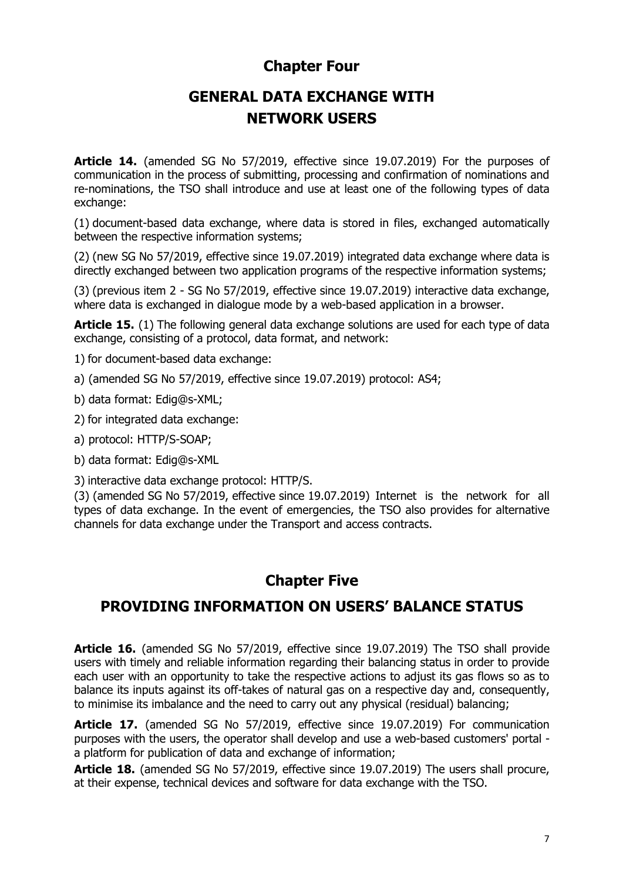# Chapter Four

# GENERAL DATA EXCHANGE WITH NETWORK USERS

**Article 14.** (amended SG No 57/2019, effective since 19.07.2019) For the purposes of communication in the process of submitting, processing and confirmation of nominations and re-nominations, the TSO shall introduce and use at least one of the following types of data exchange:

(1) document-based data exchange, where data is stored in files, exchanged automatically between the respective information systems;

(2) (new SG No 57/2019, effective since 19.07.2019) integrated data exchange where data is directly exchanged between two application programs of the respective information systems;

(3) (previous item 2 - SG No 57/2019, effective since 19.07.2019) interactive data exchange, where data is exchanged in dialogue mode by a web-based application in a browser.

**Article 15.** (1) The following general data exchange solutions are used for each type of data exchange, consisting of a protocol, data format, and network:

1) for document-based data exchange:

a) (amended SG No 57/2019, effective since 19.07.2019) protocol: AS4;

b) data format: Edig@s-XML;

2) for integrated data exchange:

a) protocol: HTTP/S-SOAP;

b) data format: Edig@s-XML

3) interactive data exchange protocol: HTTP/S.

(3) (amended SG No 57/2019, effective since 19.07.2019) Internet is the network for all types of data exchange. In the event of emergencies, the TSO also provides for alternative channels for data exchange under the Transport and access contracts.

# Chapter Five

# PROVIDING INFORMATION ON USERS' BALANCE STATUS

**Article 16.** (amended SG No 57/2019, effective since 19.07.2019) The TSO shall provide users with timely and reliable information regarding their balancing status in order to provide each user with an opportunity to take the respective actions to adjust its gas flows so as to balance its inputs against its off-takes of natural gas on a respective day and, consequently, to minimise its imbalance and the need to carry out any physical (residual) balancing;

**Article 17.** (amended SG No 57/2019, effective since 19.07.2019) For communication purposes with the users, the operator shall develop and use a web-based customers' portal - a platform for publication of data and exchange of information;

**Article 18.** (amended SG No 57/2019, effective since 19.07.2019) The users shall procure, at their expense, technical devices and software for data exchange with the TSO.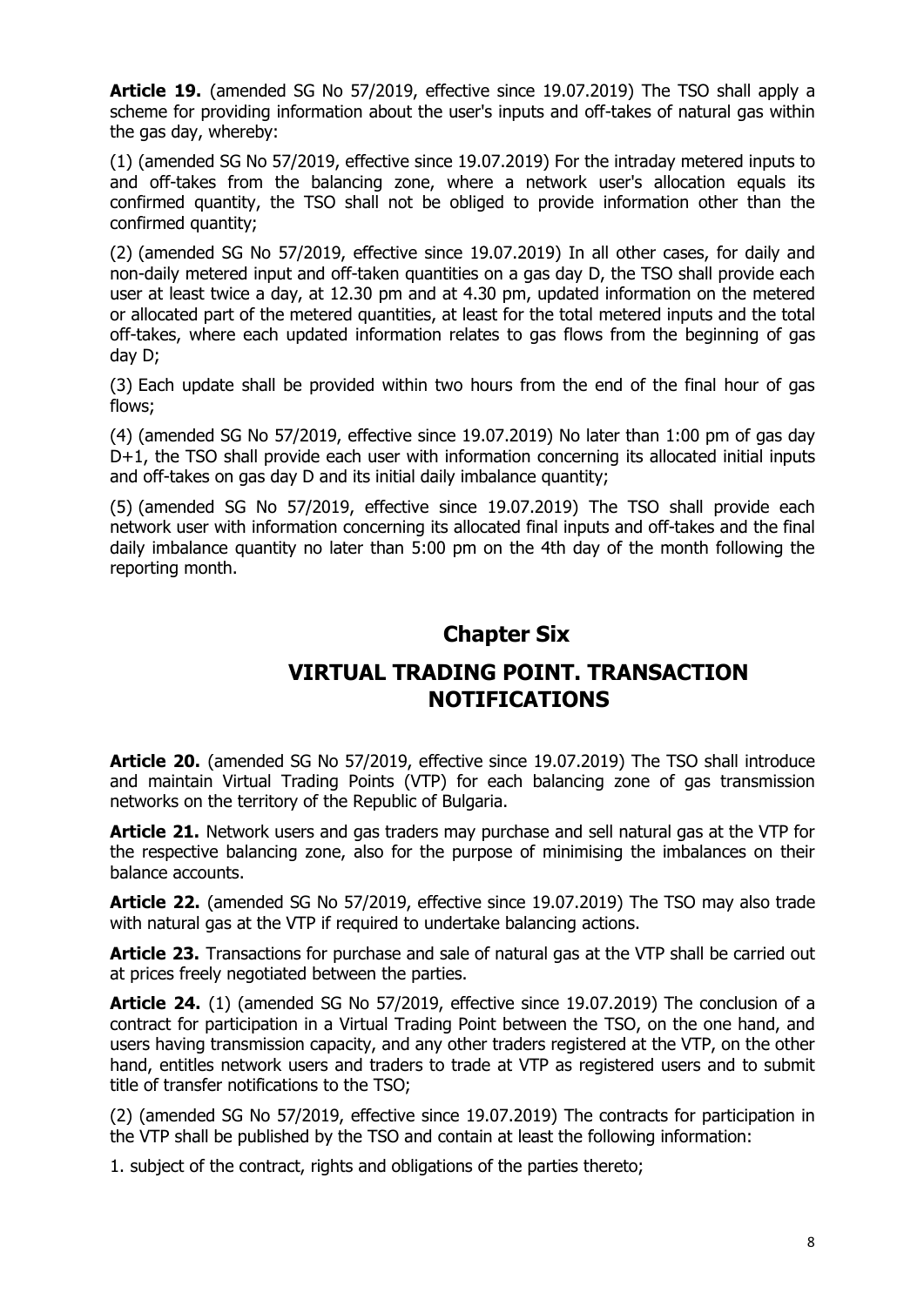**Article 19.** (amended SG No 57/2019, effective since 19.07.2019) The TSO shall apply a scheme for providing information about the user's inputs and off-takes of natural gas within the gas day, whereby:

(1) (amended SG No 57/2019, effective since 19.07.2019) For the intraday metered inputs to and off-takes from the balancing zone, where a network user's allocation equals its confirmed quantity, the TSO shall not be obliged to provide information other than the confirmed quantity;

(2) (amended SG No 57/2019, effective since 19.07.2019) In all other cases, for daily and non-daily metered input and off-taken quantities on a gas day D, the TSO shall provide each user at least twice a day, at 12.30 pm and at 4.30 pm, updated information on the metered or allocated part of the metered quantities, at least for the total metered inputs and the total off-takes, where each updated information relates to gas flows from the beginning of gas day D;

(3) Each update shall be provided within two hours from the end of the final hour of gas flows;

(4) (amended SG No 57/2019, effective since 19.07.2019) No later than 1:00 pm of gas day D+1, the TSO shall provide each user with information concerning its allocated initial inputs and off-takes on gas day D and its initial daily imbalance quantity;

(5) (amended SG No 57/2019, effective since 19.07.2019) The TSO shall provide each network user with information concerning its allocated final inputs and off-takes and the final daily imbalance quantity no later than 5:00 pm on the 4th day of the month following the reporting month.

## Chapter Six

## VIRTUAL TRADING POINT. TRANSACTION NOTIFICATIONS

**Article 20.** (amended SG No 57/2019, effective since 19.07.2019) The TSO shall introduce and maintain Virtual Trading Points (VTP) for each balancing zone of gas transmission networks on the territory of the Republic of Bulgaria.

**Article 21.** Network users and gas traders may purchase and sell natural gas at the VTP for the respective balancing zone, also for the purpose of minimising the imbalances on their balance accounts.

**Article 22.** (amended SG No 57/2019, effective since 19.07.2019) The TSO may also trade with natural gas at the VTP if required to undertake balancing actions.

**Article 23.** Transactions for purchase and sale of natural gas at the VTP shall be carried out at prices freely negotiated between the parties.

**Article 24.** (1) (amended SG No 57/2019, effective since 19.07.2019) The conclusion of a contract for participation in a Virtual Trading Point between the TSO, on the one hand, and users having transmission capacity, and any other traders registered at the VTP, on the other hand, entitles network users and traders to trade at VTP as registered users and to submit title of transfer notifications to the TSO;

(2) (amended SG No 57/2019, effective since 19.07.2019) The contracts for participation in the VTP shall be published by the TSO and contain at least the following information:

1. subject of the contract, rights and obligations of the parties thereto;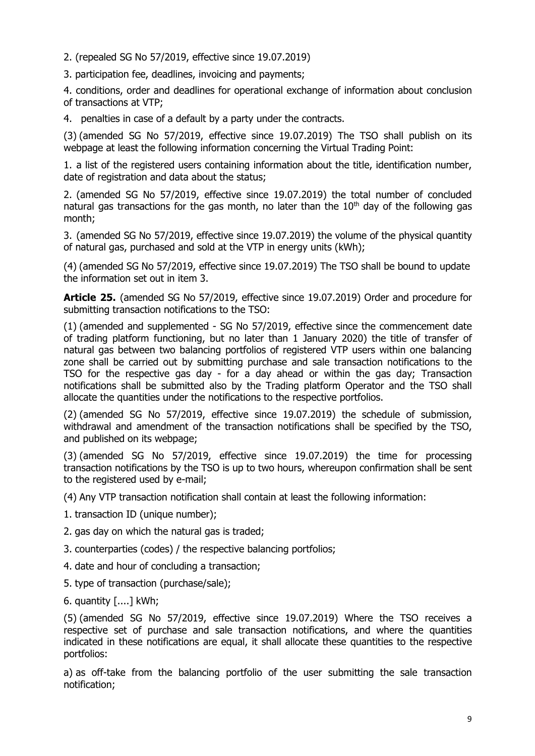2. (repealed SG No 57/2019, effective since 19.07.2019)

3. participation fee, deadlines, invoicing and payments;

4. conditions, order and deadlines for operational exchange of information about conclusion of transactions at VTP;

4. penalties in case of a default by a party under the contracts.

(3) (amended SG No 57/2019, effective since 19.07.2019) The TSO shall publish on its webpage at least the following information concerning the Virtual Trading Point:

1. a list of the registered users containing information about the title, identification number, date of registration and data about the status;

2. (amended SG No 57/2019, effective since 19.07.2019) the total number of concluded natural gas transactions for the gas month, no later than the 10[th] day of the following gas month;

3. (amended SG No 57/2019, effective since 19.07.2019) the volume of the physical quantity of natural gas, purchased and sold at the VTP in energy units (kWh);

(4) (amended SG No 57/2019, effective since 19.07.2019) The TSO shall be bound to update the information set out in item 3.

**Article 25.** (amended SG No 57/2019, effective since 19.07.2019) Order and procedure for submitting transaction notifications to the TSO:

(1) (amended and supplemented - SG No 57/2019, effective since the commencement date of trading platform functioning, but no later than 1 January 2020) the title of transfer of natural gas between two balancing portfolios of registered VTP users within one balancing zone shall be carried out by submitting purchase and sale transaction notifications to the TSO for the respective gas day - for a day ahead or within the gas day; Transaction notifications shall be submitted also by the Trading platform Operator and the TSO shall allocate the quantities under the notifications to the respective portfolios.

(2) (amended SG No 57/2019, effective since 19.07.2019) the schedule of submission, withdrawal and amendment of the transaction notifications shall be specified by the TSO, and published on its webpage;

(3) (amended SG No 57/2019, effective since 19.07.2019) the time for processing transaction notifications by the TSO is up to two hours, whereupon confirmation shall be sent to the registered used by e-mail;

(4) Any VTP transaction notification shall contain at least the following information:

1. transaction ID (unique number);

2. gas day on which the natural gas is traded;

3. counterparties (codes) / the respective balancing portfolios;

4. date and hour of concluding a transaction;

5. type of transaction (purchase/sale);

6. quantity [....] kWh;

(5) (amended SG No 57/2019, effective since 19.07.2019) Where the TSO receives a respective set of purchase and sale transaction notifications, and where the quantities indicated in these notifications are equal, it shall allocate these quantities to the respective portfolios:

a) as off-take from the balancing portfolio of the user submitting the sale transaction notification;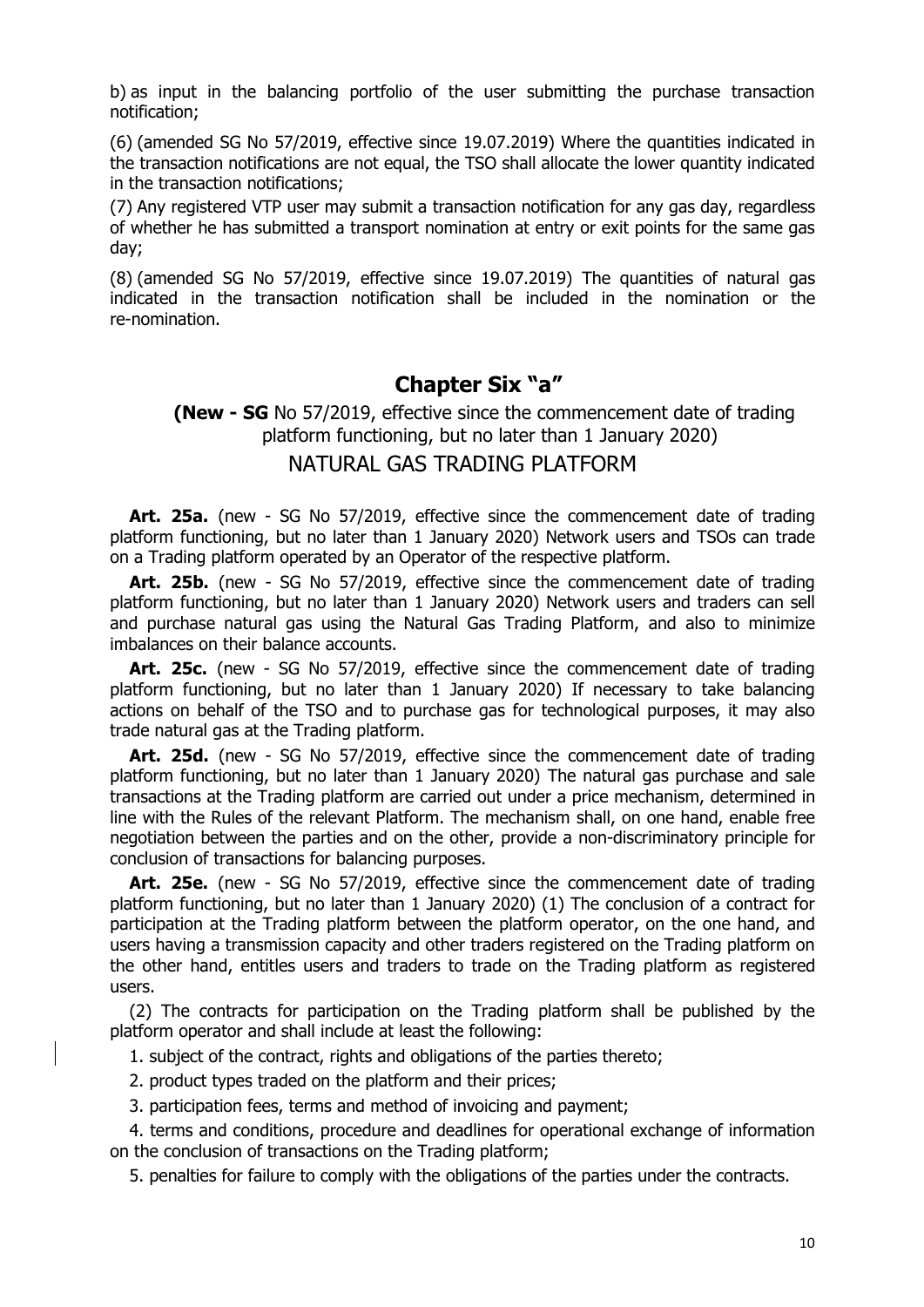b) as input in the balancing portfolio of the user submitting the purchase transaction notification;

(6) (amended SG No 57/2019, effective since 19.07.2019) Where the quantities indicated in the transaction notifications are not equal, the TSO shall allocate the lower quantity indicated in the transaction notifications;

(7) Any registered VTP user may submit a transaction notification for any gas day, regardless of whether he has submitted a transport nomination at entry or exit points for the same gas day;

(8) (amended SG No 57/2019, effective since 19.07.2019) The quantities of natural gas indicated in the transaction notification shall be included in the nomination or the re-nomination.

## Chapter Six "a"

**(New - SG** No 57/2019, effective since the commencement date of trading platform functioning, but no later than 1 January 2020)

### NATURAL GAS TRADING PLATFORM

**Art. 25a.** (new - SG No 57/2019, effective since the commencement date of trading platform functioning, but no later than 1 January 2020) Network users and TSOs can trade on a Trading platform operated by an Operator of the respective platform.

**Art. 25b.** (new - SG No 57/2019, effective since the commencement date of trading platform functioning, but no later than 1 January 2020) Network users and traders can sell and purchase natural gas using the Natural Gas Trading Platform, and also to minimize imbalances on their balance accounts.

**Art. 25c.** (new - SG No 57/2019, effective since the commencement date of trading platform functioning, but no later than 1 January 2020) If necessary to take balancing actions on behalf of the TSO and to purchase gas for technological purposes, it may also trade natural gas at the Trading platform.

**Art. 25d.** (new - SG No 57/2019, effective since the commencement date of trading platform functioning, but no later than 1 January 2020) The natural gas purchase and sale transactions at the Trading platform are carried out under a price mechanism, determined in line with the Rules of the relevant Platform. The mechanism shall, on one hand, enable free negotiation between the parties and on the other, provide a non-discriminatory principle for conclusion of transactions for balancing purposes.

**Art. 25e.** (new - SG No 57/2019, effective since the commencement date of trading platform functioning, but no later than 1 January 2020) (1) The conclusion of a contract for participation at the Trading platform between the platform operator, on the one hand, and users having a transmission capacity and other traders registered on the Trading platform on the other hand, entitles users and traders to trade on the Trading platform as registered users.

(2) The contracts for participation on the Trading platform shall be published by the platform operator and shall include at least the following:

1. subject of the contract, rights and obligations of the parties thereto;

2. product types traded on the platform and their prices;

3. participation fees, terms and method of invoicing and payment;

4. terms and conditions, procedure and deadlines for operational exchange of information on the conclusion of transactions on the Trading platform;

5. penalties for failure to comply with the obligations of the parties under the contracts.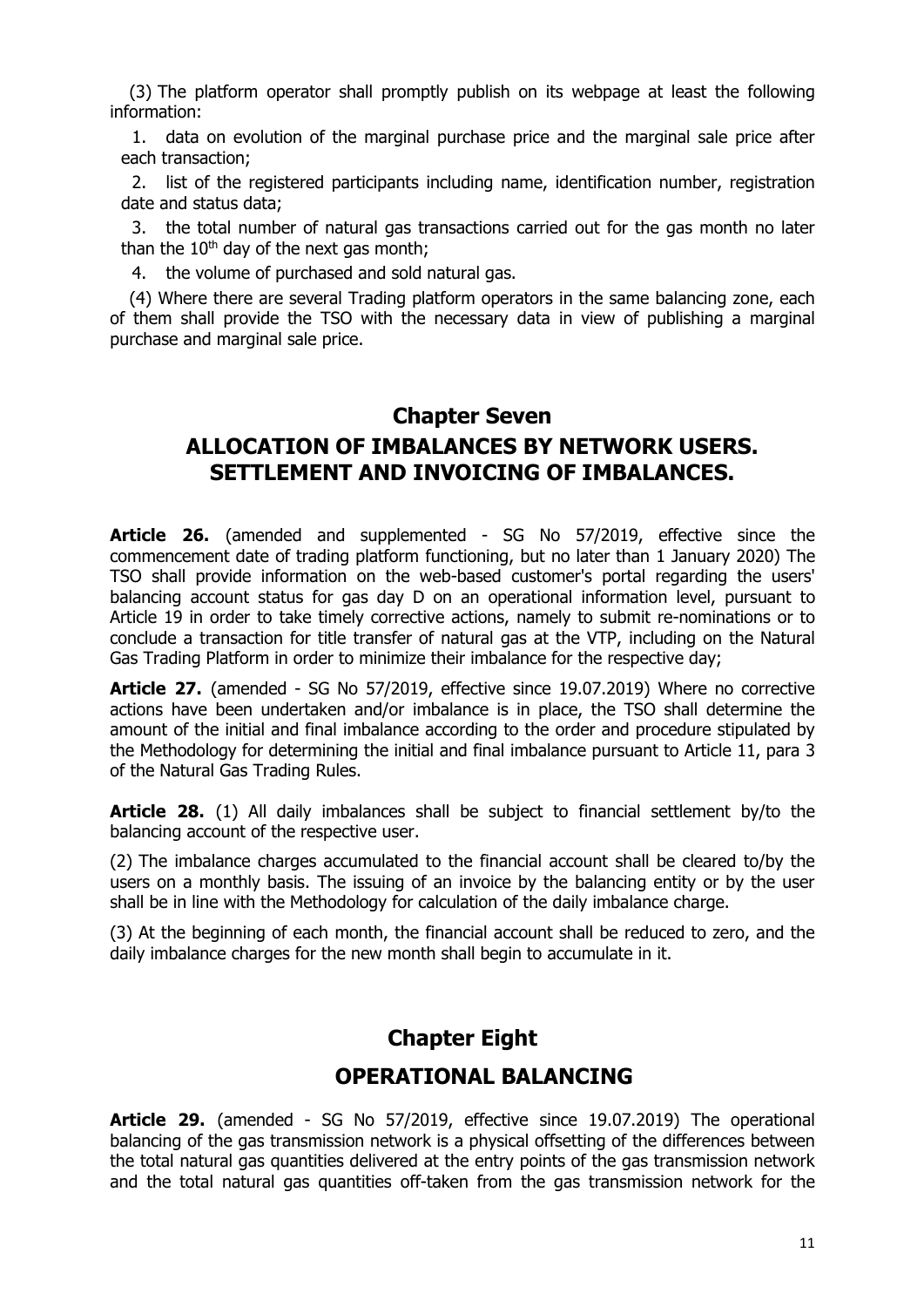(3) The platform operator shall promptly publish on its webpage at least the following information:

1. data on evolution of the marginal purchase price and the marginal sale price after each transaction;
2. list of the registered participants including name, identification number, registration date and status data;
3. the total number of natural gas transactions carried out for the gas month no later than the 10th day of the next gas month;
4. the volume of purchased and sold natural gas.

(4) Where there are several Trading platform operators in the same balancing zone, each of them shall provide the TSO with the necessary data in view of publishing a marginal purchase and marginal sale price.

## Chapter Seven

## ALLOCATION OF IMBALANCES BY NETWORK USERS. SETTLEMENT AND INVOICING OF IMBALANCES.

**Article 26.** (amended and supplemented - SG No 57/2019, effective since the commencement date of trading platform functioning, but no later than 1 January 2020) The TSO shall provide information on the web-based customer's portal regarding the users' balancing account status for gas day D on an operational information level, pursuant to Article 19 in order to take timely corrective actions, namely to submit re-nominations or to conclude a transaction for title transfer of natural gas at the VTP, including on the Natural Gas Trading Platform in order to minimize their imbalance for the respective day;

**Article 27.** (amended - SG No 57/2019, effective since 19.07.2019) Where no corrective actions have been undertaken and/or imbalance is in place, the TSO shall determine the amount of the initial and final imbalance according to the order and procedure stipulated by the Methodology for determining the initial and final imbalance pursuant to Article 11, para 3 of the Natural Gas Trading Rules.

**Article 28.** (1) All daily imbalances shall be subject to financial settlement by/to the balancing account of the respective user.

(2) The imbalance charges accumulated to the financial account shall be cleared to/by the users on a monthly basis. The issuing of an invoice by the balancing entity or by the user shall be in line with the Methodology for calculation of the daily imbalance charge.

(3) At the beginning of each month, the financial account shall be reduced to zero, and the daily imbalance charges for the new month shall begin to accumulate in it.

## Chapter Eight

## OPERATIONAL BALANCING

**Article 29.** (amended - SG No 57/2019, effective since 19.07.2019) The operational balancing of the gas transmission network is a physical offsetting of the differences between the total natural gas quantities delivered at the entry points of the gas transmission network and the total natural gas quantities off-taken from the gas transmission network for the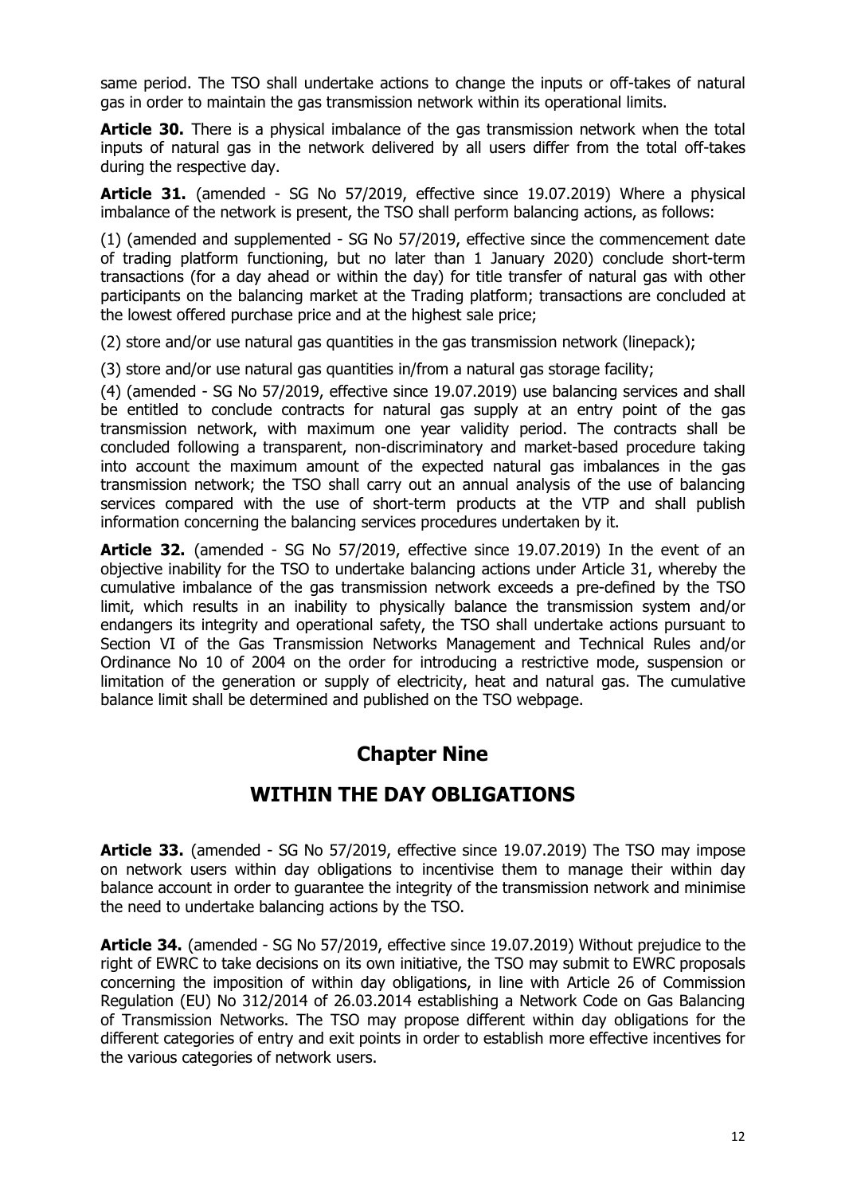same period. The TSO shall undertake actions to change the inputs or off-takes of natural gas in order to maintain the gas transmission network within its operational limits.

**Article 30.** There is a physical imbalance of the gas transmission network when the total inputs of natural gas in the network delivered by all users differ from the total off-takes during the respective day.

**Article 31.** (amended - SG No 57/2019, effective since 19.07.2019) Where a physical imbalance of the network is present, the TSO shall perform balancing actions, as follows:

(1) (amended and supplemented - SG No 57/2019, effective since the commencement date of trading platform functioning, but no later than 1 January 2020) conclude short-term transactions (for a day ahead or within the day) for title transfer of natural gas with other participants on the balancing market at the Trading platform; transactions are concluded at the lowest offered purchase price and at the highest sale price;

(2) store and/or use natural gas quantities in the gas transmission network (linepack);

(3) store and/or use natural gas quantities in/from a natural gas storage facility;

(4) (amended - SG No 57/2019, effective since 19.07.2019) use balancing services and shall be entitled to conclude contracts for natural gas supply at an entry point of the gas transmission network, with maximum one year validity period. The contracts shall be concluded following a transparent, non-discriminatory and market-based procedure taking into account the maximum amount of the expected natural gas imbalances in the gas transmission network; the TSO shall carry out an annual analysis of the use of balancing services compared with the use of short-term products at the VTP and shall publish information concerning the balancing services procedures undertaken by it.

**Article 32.** (amended - SG No 57/2019, effective since 19.07.2019) In the event of an objective inability for the TSO to undertake balancing actions under Article 31, whereby the cumulative imbalance of the gas transmission network exceeds a pre-defined by the TSO limit, which results in an inability to physically balance the transmission system and/or endangers its integrity and operational safety, the TSO shall undertake actions pursuant to Section VI of the Gas Transmission Networks Management and Technical Rules and/or Ordinance No 10 of 2004 on the order for introducing a restrictive mode, suspension or limitation of the generation or supply of electricity, heat and natural gas. The cumulative balance limit shall be determined and published on the TSO webpage.

## Chapter Nine

## WITHIN THE DAY OBLIGATIONS

**Article 33.** (amended - SG No 57/2019, effective since 19.07.2019) The TSO may impose on network users within day obligations to incentivise them to manage their within day balance account in order to guarantee the integrity of the transmission network and minimise the need to undertake balancing actions by the TSO.

**Article 34.** (amended - SG No 57/2019, effective since 19.07.2019) Without prejudice to the right of EWRC to take decisions on its own initiative, the TSO may submit to EWRC proposals concerning the imposition of within day obligations, in line with Article 26 of Commission Regulation (EU) No 312/2014 of 26.03.2014 establishing a Network Code on Gas Balancing of Transmission Networks. The TSO may propose different within day obligations for the different categories of entry and exit points in order to establish more effective incentives for the various categories of network users.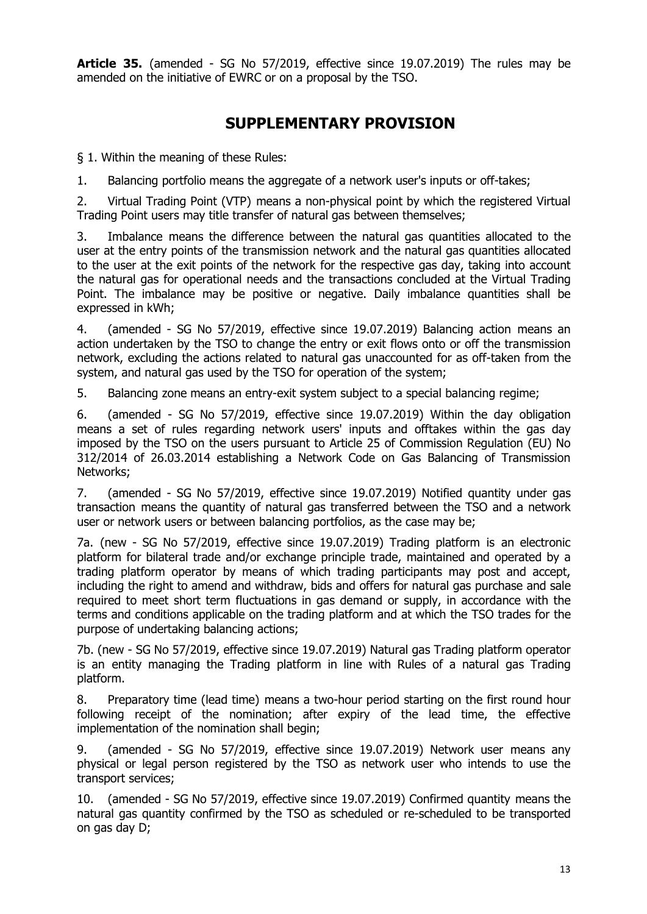**Article 35.** (amended - SG No 57/2019, effective since 19.07.2019) The rules may be amended on the initiative of EWRC or on a proposal by the TSO.

## SUPPLEMENTARY PROVISION

§ 1. Within the meaning of these Rules:

1. Balancing portfolio means the aggregate of a network user's inputs or off-takes;

2. Virtual Trading Point (VTP) means a non-physical point by which the registered Virtual Trading Point users may title transfer of natural gas between themselves;

3. Imbalance means the difference between the natural gas quantities allocated to the user at the entry points of the transmission network and the natural gas quantities allocated to the user at the exit points of the network for the respective gas day, taking into account the natural gas for operational needs and the transactions concluded at the Virtual Trading Point. The imbalance may be positive or negative. Daily imbalance quantities shall be expressed in kWh;

4. (amended - SG No 57/2019, effective since 19.07.2019) Balancing action means an action undertaken by the TSO to change the entry or exit flows onto or off the transmission network, excluding the actions related to natural gas unaccounted for as off-taken from the system, and natural gas used by the TSO for operation of the system;

5. Balancing zone means an entry-exit system subject to a special balancing regime;

6. (amended - SG No 57/2019, effective since 19.07.2019) Within the day obligation means a set of rules regarding network users' inputs and offtakes within the gas day imposed by the TSO on the users pursuant to Article 25 of Commission Regulation (EU) No 312/2014 of 26.03.2014 establishing a Network Code on Gas Balancing of Transmission Networks;

7. (amended - SG No 57/2019, effective since 19.07.2019) Notified quantity under gas transaction means the quantity of natural gas transferred between the TSO and a network user or network users or between balancing portfolios, as the case may be;

7a. (new - SG No 57/2019, effective since 19.07.2019) Trading platform is an electronic platform for bilateral trade and/or exchange principle trade, maintained and operated by a trading platform operator by means of which trading participants may post and accept, including the right to amend and withdraw, bids and offers for natural gas purchase and sale required to meet short term fluctuations in gas demand or supply, in accordance with the terms and conditions applicable on the trading platform and at which the TSO trades for the purpose of undertaking balancing actions;

7b. (new - SG No 57/2019, effective since 19.07.2019) Natural gas Trading platform operator is an entity managing the Trading platform in line with Rules of a natural gas Trading platform.

8. Preparatory time (lead time) means a two-hour period starting on the first round hour following receipt of the nomination; after expiry of the lead time, the effective implementation of the nomination shall begin;

9. (amended - SG No 57/2019, effective since 19.07.2019) Network user means any physical or legal person registered by the TSO as network user who intends to use the transport services;

10. (amended - SG No 57/2019, effective since 19.07.2019) Confirmed quantity means the natural gas quantity confirmed by the TSO as scheduled or re-scheduled to be transported on gas day D;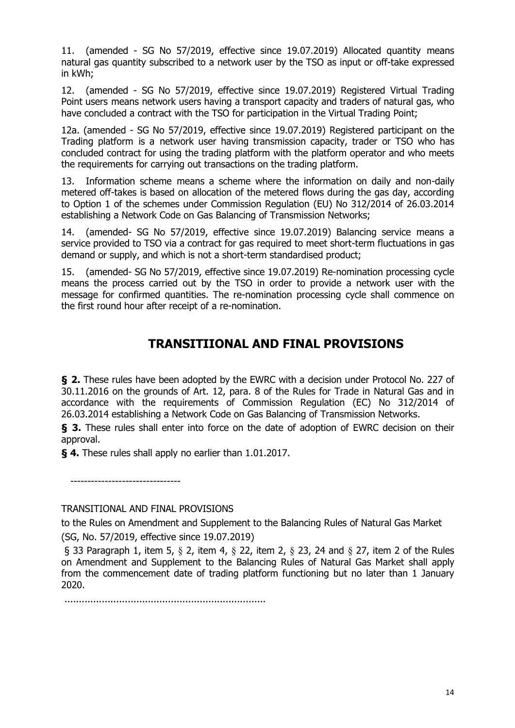11. (amended - SG No 57/2019, effective since 19.07.2019) Allocated quantity means natural gas quantity subscribed to a network user by the TSO as input or off-take expressed in kWh;

12. (amended - SG No 57/2019, effective since 19.07.2019) Registered Virtual Trading Point users means network users having a transport capacity and traders of natural gas, who have concluded a contract with the TSO for participation in the Virtual Trading Point;

12a. (amended - SG No 57/2019, effective since 19.07.2019) Registered participant on the Trading platform is a network user having transmission capacity, trader or TSO who has concluded contract for using the trading platform with the platform operator and who meets the requirements for carrying out transactions on the trading platform.

13. Information scheme means a scheme where the information on daily and non-daily metered off-takes is based on allocation of the metered flows during the gas day, according to Option 1 of the schemes under Commission Regulation (EU) No 312/2014 of 26.03.2014 establishing a Network Code on Gas Balancing of Transmission Networks;

14. (amended- SG No 57/2019, effective since 19.07.2019) Balancing service means a service provided to TSO via a contract for gas required to meet short-term fluctuations in gas demand or supply, and which is not a short-term standardised product;

15. (amended- SG No 57/2019, effective since 19.07.2019) Re-nomination processing cycle means the process carried out by the TSO in order to provide a network user with the message for confirmed quantities. The re-nomination processing cycle shall commence on the first round hour after receipt of a re-nomination.

## TRANSITIIONAL AND FINAL PROVISIONS

**§ 2.** These rules have been adopted by the EWRC with a decision under Protocol No. 227 of 30.11.2016 on the grounds of Art. 12, para. 8 of the Rules for Trade in Natural Gas and in accordance with the requirements of Commission Regulation (EC) No 312/2014 of 26.03.2014 establishing a Network Code on Gas Balancing of Transmission Networks.

**§ 3.** These rules shall enter into force on the date of adoption of EWRC decision on their approval.

**§ 4.** These rules shall apply no earlier than 1.01.2017.

--------------------------------

TRANSITIONAL AND FINAL PROVISIONS

to the Rules on Amendment and Supplement to the Balancing Rules of Natural Gas Market

(SG, No. 57/2019, effective since 19.07.2019)

§ 33 Paragraph 1, item 5, § 2, item 4, § 22, item 2, § 23, 24 and § 27, item 2 of the Rules on Amendment and Supplement to the Balancing Rules of Natural Gas Market shall apply from the commencement date of trading platform functioning but no later than 1 January 2020.

......................................................................